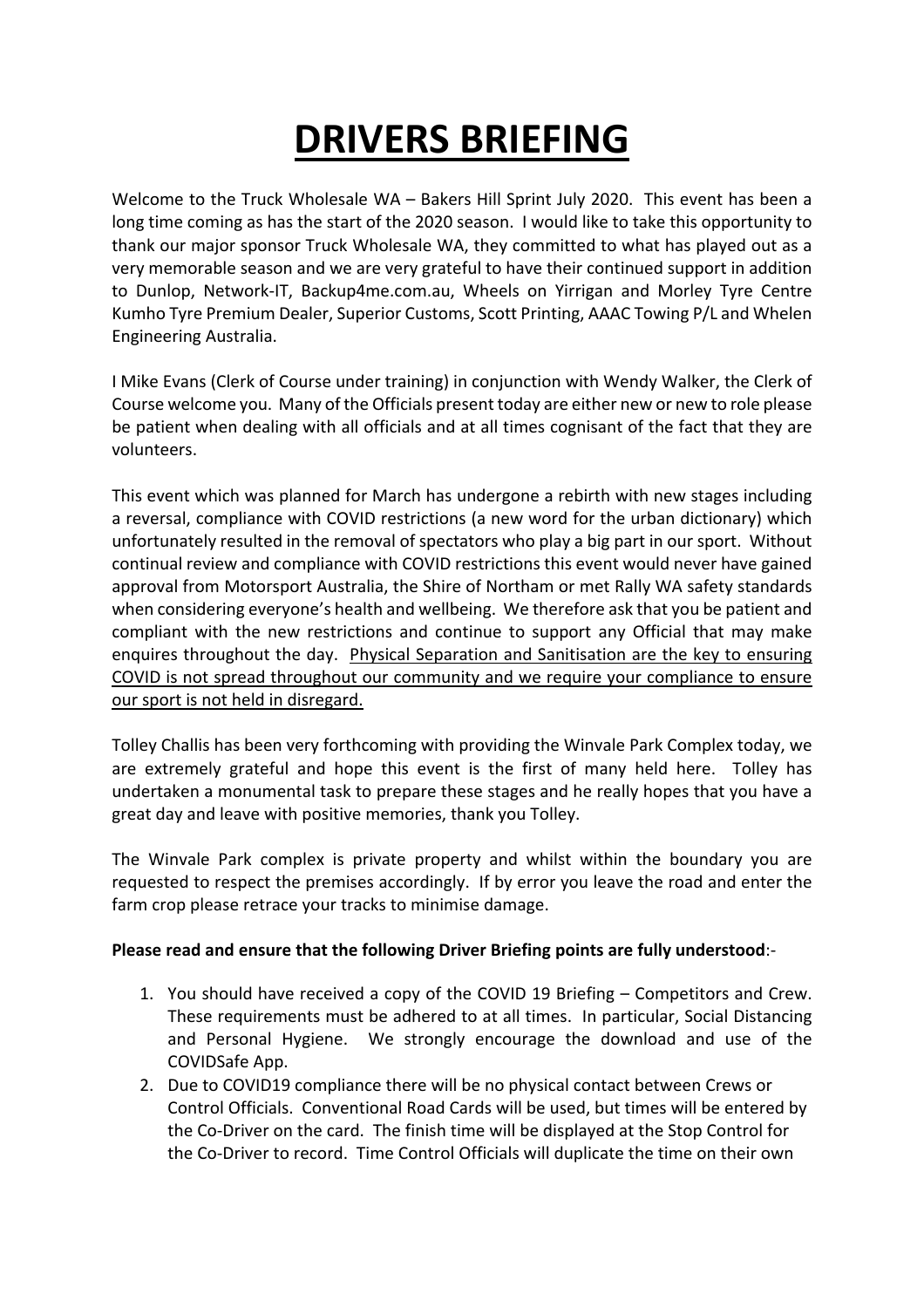# DRIVERS BRIEFING

Welcome to the Truck Wholesale WA – Bakers Hill Sprint July 2020. This event has been a long time coming as has the start of the 2020 season. I would like to take this opportunity to thank our major sponsor Truck Wholesale WA, they committed to what has played out as a very memorable season and we are very grateful to have their continued support in addition to Dunlop, Network-IT, Backup4me.com.au, Wheels on Yirrigan and Morley Tyre Centre Kumho Tyre Premium Dealer, Superior Customs, Scott Printing, AAAC Towing P/L and Whelen Engineering Australia.

I Mike Evans (Clerk of Course under training) in conjunction with Wendy Walker, the Clerk of Course welcome you. Many of the Officials present today are either new or new to role please be patient when dealing with all officials and at all times cognisant of the fact that they are volunteers.

This event which was planned for March has undergone a rebirth with new stages including a reversal, compliance with COVID restrictions (a new word for the urban dictionary) which unfortunately resulted in the removal of spectators who play a big part in our sport. Without continual review and compliance with COVID restrictions this event would never have gained approval from Motorsport Australia, the Shire of Northam or met Rally WA safety standards when considering everyone's health and wellbeing. We therefore ask that you be patient and compliant with the new restrictions and continue to support any Official that may make enquires throughout the day. <u>Physical Separation and Sanitisation are the key to ensuring COVID is not spread throughout our community and we require your compliance to ensure our sport is not held in disregard.</u>

Tolley Challis has been very forthcoming with providing the Winvale Park Complex today, we are extremely grateful and hope this event is the first of many held here. Tolley has undertaken a monumental task to prepare these stages and he really hopes that you have a great day and leave with positive memories, thank you Tolley.

The Winvale Park complex is private property and whilst within the boundary you are requested to respect the premises accordingly. If by error you leave the road and enter the farm crop please retrace your tracks to minimise damage.

**Please read and ensure that the following Driver Briefing points are fully understood**:-

1. You should have received a copy of the COVID 19 Briefing – Competitors and Crew. These requirements must be adhered to at all times. In particular, Social Distancing and Personal Hygiene. We strongly encourage the download and use of the COVIDSafe App.
2. Due to COVID19 compliance there will be no physical contact between Crews or Control Officials. Conventional Road Cards will be used, but times will be entered by the Co-Driver on the card. The finish time will be displayed at the Stop Control for the Co-Driver to record. Time Control Officials will duplicate the time on their own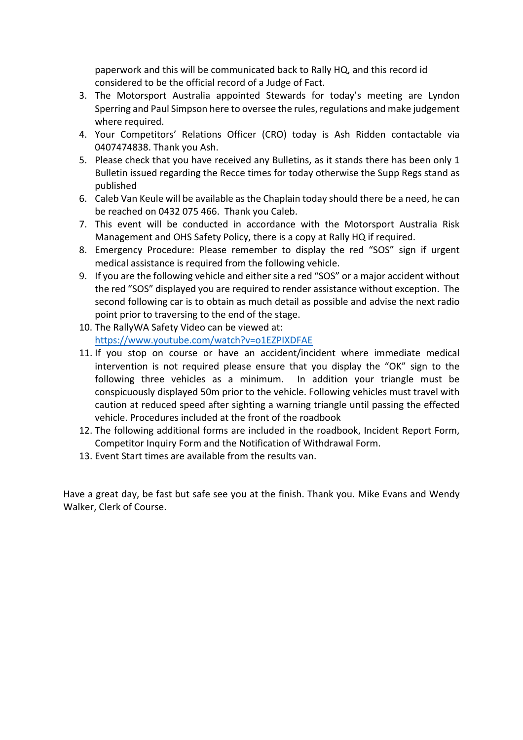paperwork and this will be communicated back to Rally HQ, and this record id considered to be the official record of a Judge of Fact.

3. The Motorsport Australia appointed Stewards for today's meeting are Lyndon Sperring and Paul Simpson here to oversee the rules, regulations and make judgement where required.
4. Your Competitors' Relations Officer (CRO) today is Ash Ridden contactable via 0407474838. Thank you Ash.
5. Please check that you have received any Bulletins, as it stands there has been only 1 Bulletin issued regarding the Recce times for today otherwise the Supp Regs stand as published
6. Caleb Van Keule will be available as the Chaplain today should there be a need, he can be reached on 0432 075 466. Thank you Caleb.
7. This event will be conducted in accordance with the Motorsport Australia Risk Management and OHS Safety Policy, there is a copy at Rally HQ if required.
8. Emergency Procedure: Please remember to display the red "SOS" sign if urgent medical assistance is required from the following vehicle.
9. If you are the following vehicle and either site a red "SOS" or a major accident without the red "SOS" displayed you are required to render assistance without exception. The second following car is to obtain as much detail as possible and advise the next radio point prior to traversing to the end of the stage.
10. The RallyWA Safety Video can be viewed at: https://www.youtube.com/watch?v=o1EZPIXDFAE
11. If you stop on course or have an accident/incident where immediate medical intervention is not required please ensure that you display the "OK" sign to the following three vehicles as a minimum. In addition your triangle must be conspicuously displayed 50m prior to the vehicle. Following vehicles must travel with caution at reduced speed after sighting a warning triangle until passing the effected vehicle. Procedures included at the front of the roadbook
12. The following additional forms are included in the roadbook, Incident Report Form, Competitor Inquiry Form and the Notification of Withdrawal Form.
13. Event Start times are available from the results van.

Have a great day, be fast but safe see you at the finish. Thank you. Mike Evans and Wendy Walker, Clerk of Course.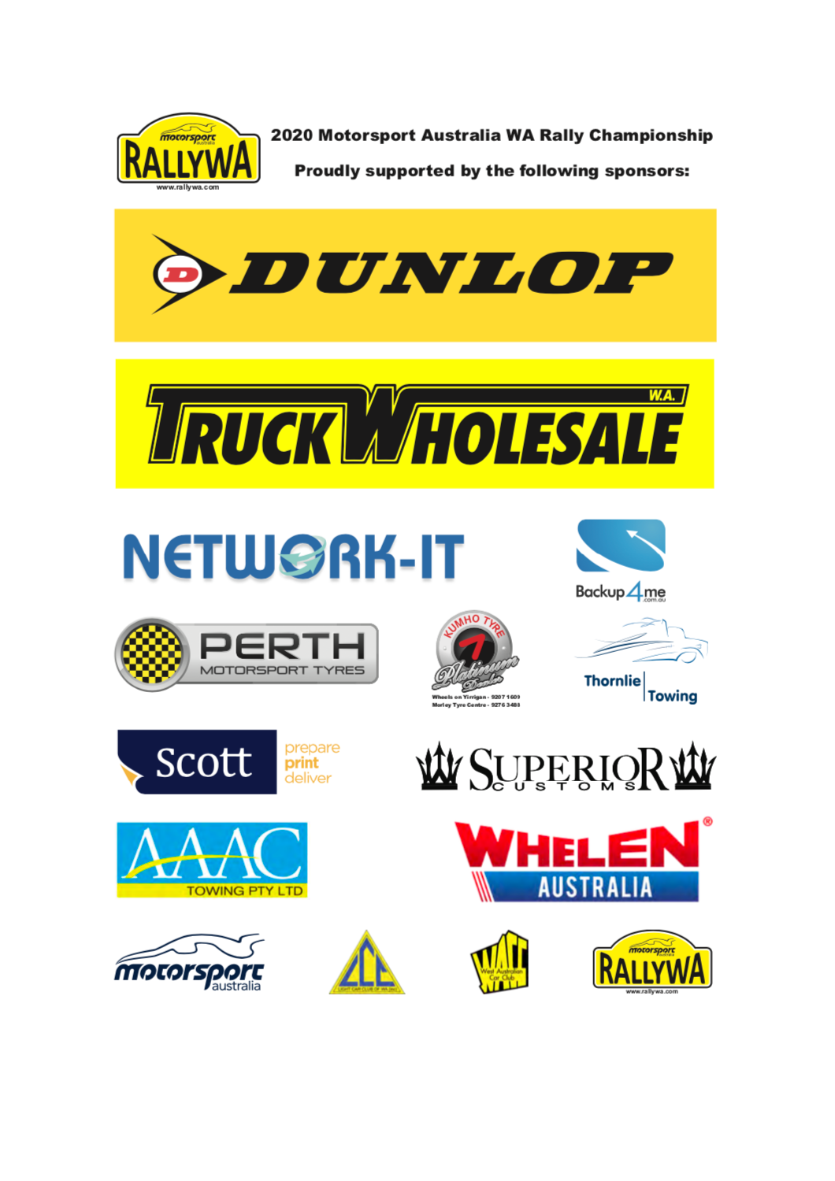**2020 Motorsport Australia WA Rally Championship**

**Proudly supported by the following sponsors:**

DUNLOP

TRUCK WHOLESALE W.A.

NETWORK-IT

Backup4me.com.au

PERTH MOTORSPORT TYRES

KUMHO TYRE Platinum Dealer
Wheels on Yirrigan - 9207 1609
Morley Tyre Centre - 9276 3488

Thornlie Towing

Scott prepare print deliver

SUPERIOR CUSTOMS

AAAC TOWING PTY LTD

WHELEN AUSTRALIA

motorsport australia

LIGHT CAR CLUB OF WA (INC)

WACC West Australian Car Club

RALLYWA www.rallywa.com